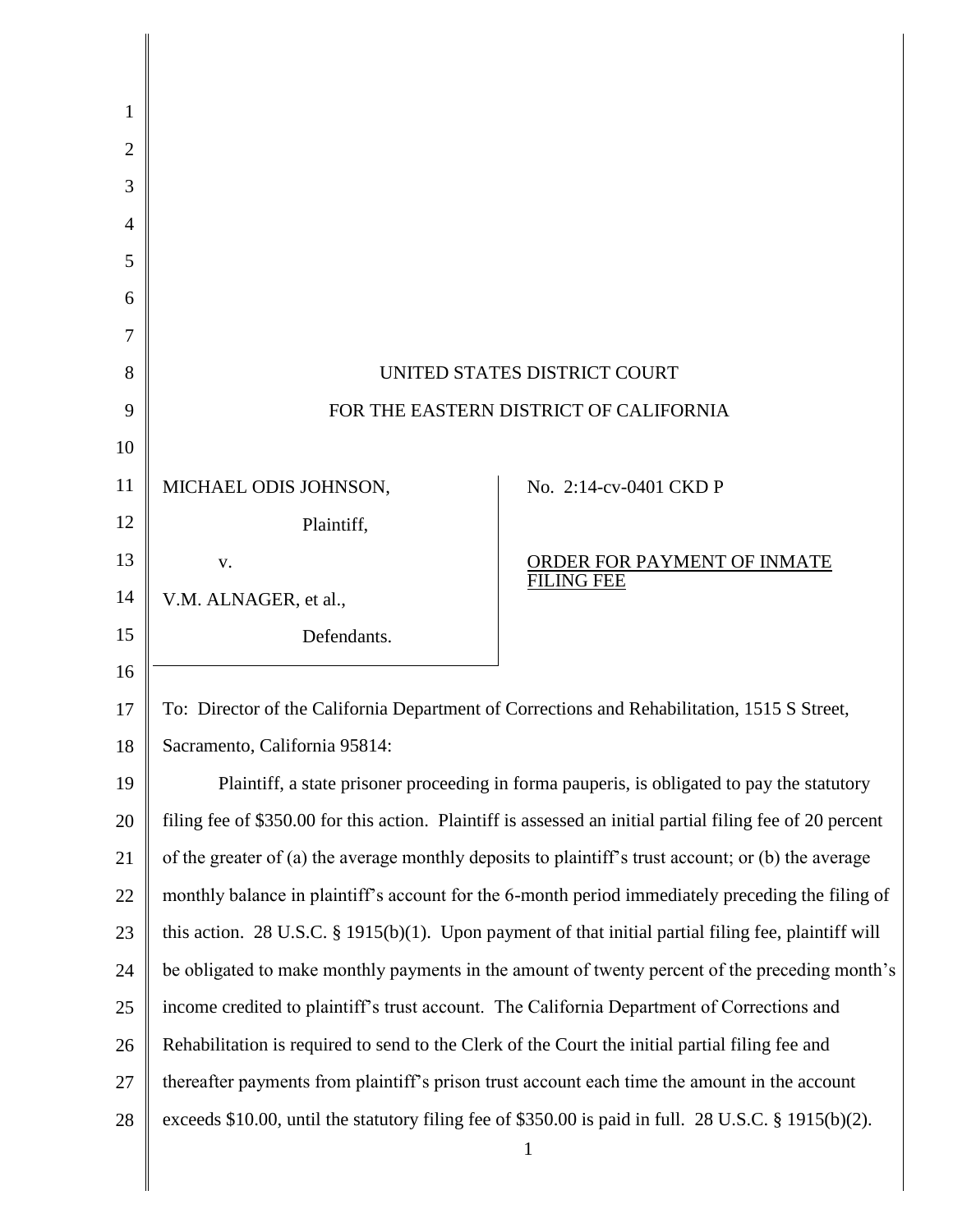UNITED STATES DISTRICT COURT

FOR THE EASTERN DISTRICT OF CALIFORNIA

| | |
|---|---|
| MICHAEL ODIS JOHNSON,<br><br>Plaintiff,<br><br>v.<br><br>V.M. ALNAGER, et al.,<br><br>Defendants. | No. 2:14-cv-0401 CKD P<br><br><u>ORDER FOR PAYMENT OF INMATE FILING FEE</u> |

To: Director of the California Department of Corrections and Rehabilitation, 1515 S Street, Sacramento, California 95814:

Plaintiff, a state prisoner proceeding in forma pauperis, is obligated to pay the statutory filing fee of $350.00 for this action. Plaintiff is assessed an initial partial filing fee of 20 percent of the greater of (a) the average monthly deposits to plaintiff's trust account; or (b) the average monthly balance in plaintiff's account for the 6-month period immediately preceding the filing of this action. 28 U.S.C. § 1915(b)(1). Upon payment of that initial partial filing fee, plaintiff will be obligated to make monthly payments in the amount of twenty percent of the preceding month's income credited to plaintiff's trust account. The California Department of Corrections and Rehabilitation is required to send to the Clerk of the Court the initial partial filing fee and thereafter payments from plaintiff's prison trust account each time the amount in the account exceeds $10.00, until the statutory filing fee of $350.00 is paid in full. 28 U.S.C. § 1915(b)(2).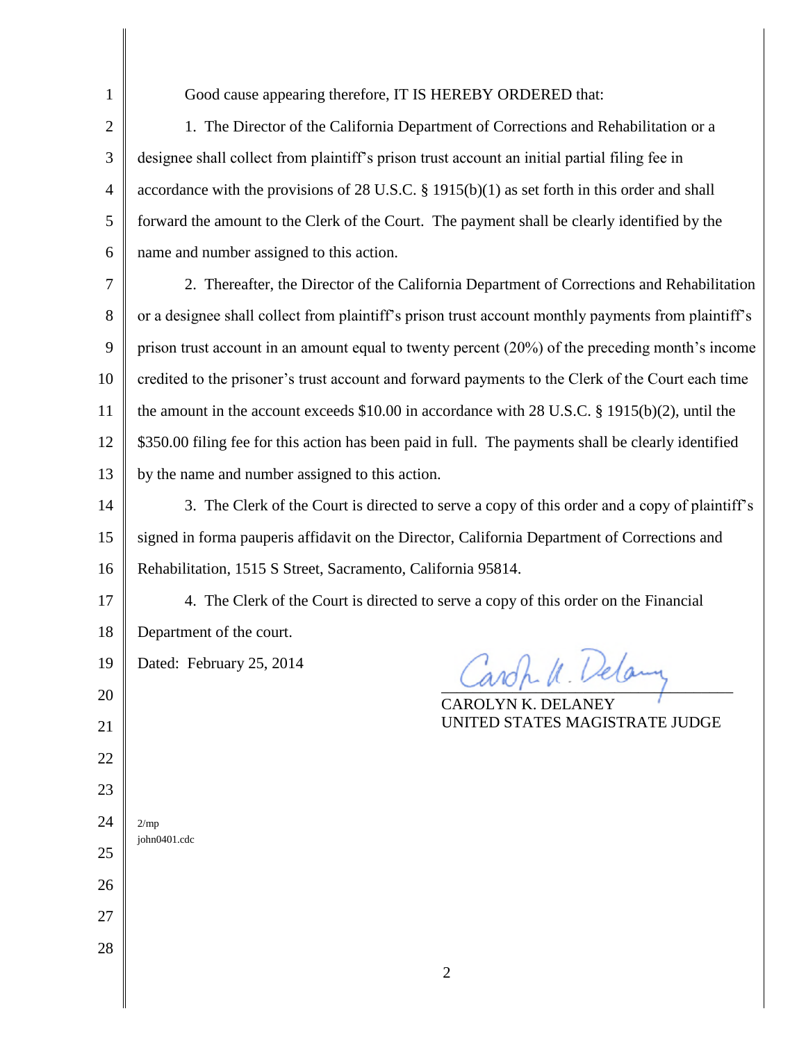Good cause appearing therefore, IT IS HEREBY ORDERED that:

1. The Director of the California Department of Corrections and Rehabilitation or a designee shall collect from plaintiff's prison trust account an initial partial filing fee in accordance with the provisions of 28 U.S.C. § 1915(b)(1) as set forth in this order and shall forward the amount to the Clerk of the Court. The payment shall be clearly identified by the name and number assigned to this action.

2. Thereafter, the Director of the California Department of Corrections and Rehabilitation or a designee shall collect from plaintiff's prison trust account monthly payments from plaintiff's prison trust account in an amount equal to twenty percent (20%) of the preceding month's income credited to the prisoner's trust account and forward payments to the Clerk of the Court each time the amount in the account exceeds $10.00 in accordance with 28 U.S.C. § 1915(b)(2), until the $350.00 filing fee for this action has been paid in full. The payments shall be clearly identified by the name and number assigned to this action.

3. The Clerk of the Court is directed to serve a copy of this order and a copy of plaintiff's signed in forma pauperis affidavit on the Director, California Department of Corrections and Rehabilitation, 1515 S Street, Sacramento, California 95814.

4. The Clerk of the Court is directed to serve a copy of this order on the Financial Department of the court.

Dated: February 25, 2014

CAROLYN K. DELANEY
UNITED STATES MAGISTRATE JUDGE

2/mp
john0401.cdc